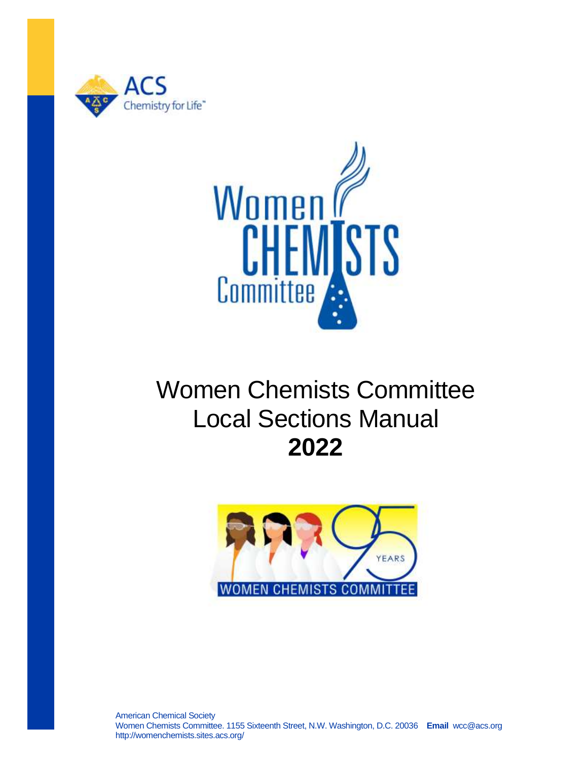# Women Chemists Committee Local Sections Manual

## 2022

American Chemical Society
Women Chemists Committee. 1155 Sixteenth Street, N.W. Washington, D.C. 20036 **Email** wcc@acs.org
http://womenchemists.sites.acs.org/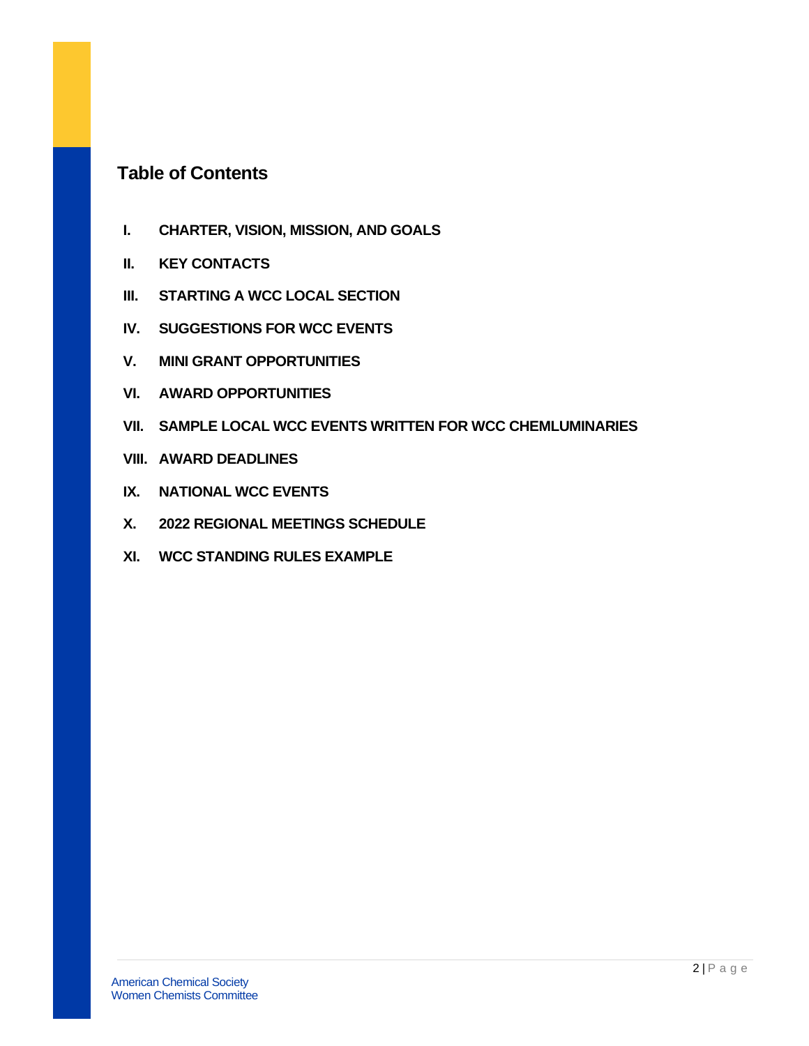## Table of Contents

- I. CHARTER, VISION, MISSION, AND GOALS
- II. KEY CONTACTS
- III. STARTING A WCC LOCAL SECTION
- IV. SUGGESTIONS FOR WCC EVENTS
- V. MINI GRANT OPPORTUNITIES
- VI. AWARD OPPORTUNITIES
- VII. SAMPLE LOCAL WCC EVENTS WRITTEN FOR WCC CHEMLUMINARIES
- VIII. AWARD DEADLINES
- IX. NATIONAL WCC EVENTS
- X. 2022 REGIONAL MEETINGS SCHEDULE
- XI. WCC STANDING RULES EXAMPLE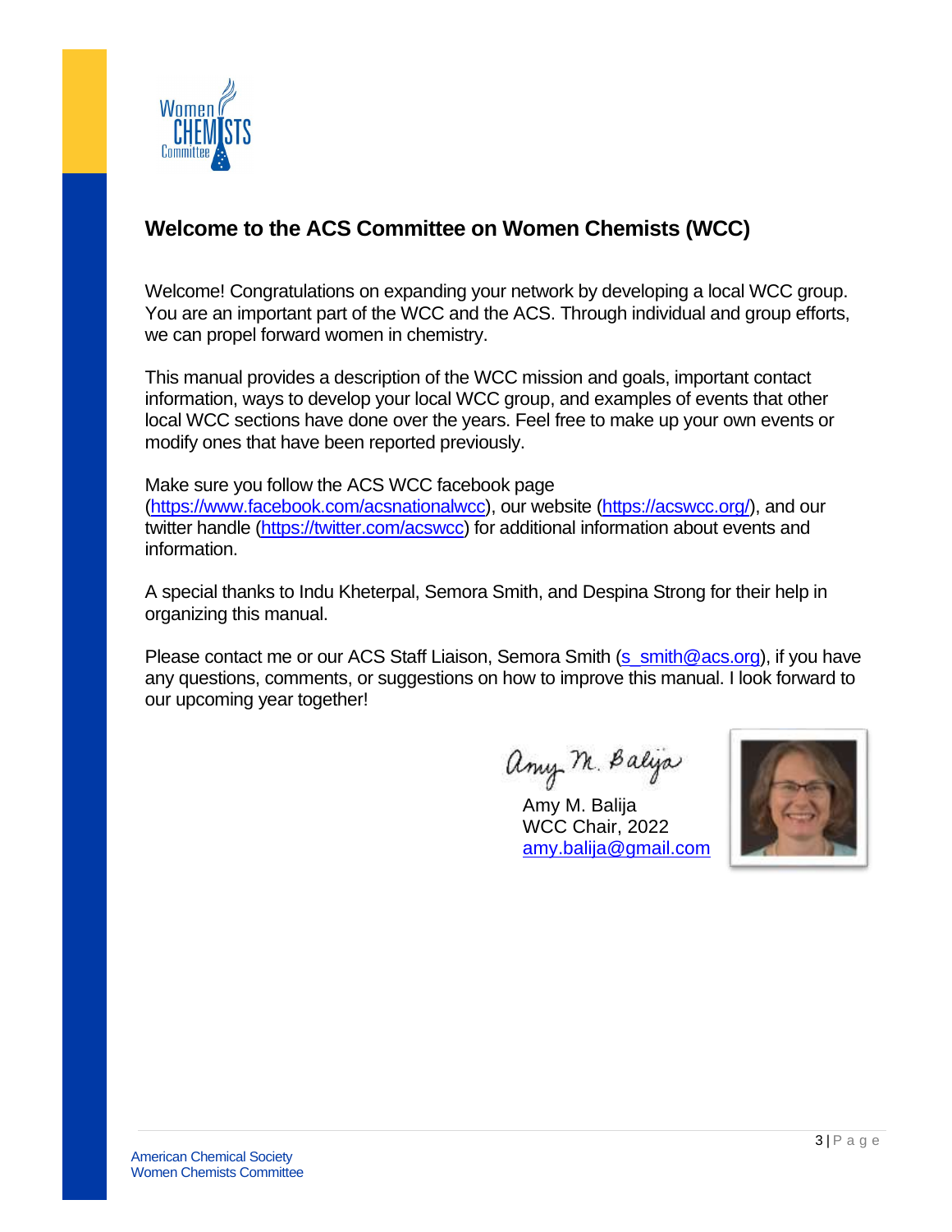## Welcome to the ACS Committee on Women Chemists (WCC)

Welcome! Congratulations on expanding your network by developing a local WCC group. You are an important part of the WCC and the ACS. Through individual and group efforts, we can propel forward women in chemistry.

This manual provides a description of the WCC mission and goals, important contact information, ways to develop your local WCC group, and examples of events that other local WCC sections have done over the years. Feel free to make up your own events or modify ones that have been reported previously.

Make sure you follow the ACS WCC facebook page (https://www.facebook.com/acsnationalwcc), our website (https://acswcc.org/), and our twitter handle (https://twitter.com/acswcc) for additional information about events and information.

A special thanks to Indu Kheterpal, Semora Smith, and Despina Strong for their help in organizing this manual.

Please contact me or our ACS Staff Liaison, Semora Smith (s_smith@acs.org), if you have any questions, comments, or suggestions on how to improve this manual. I look forward to our upcoming year together!

Amy M. Balija
WCC Chair, 2022
amy.balija@gmail.com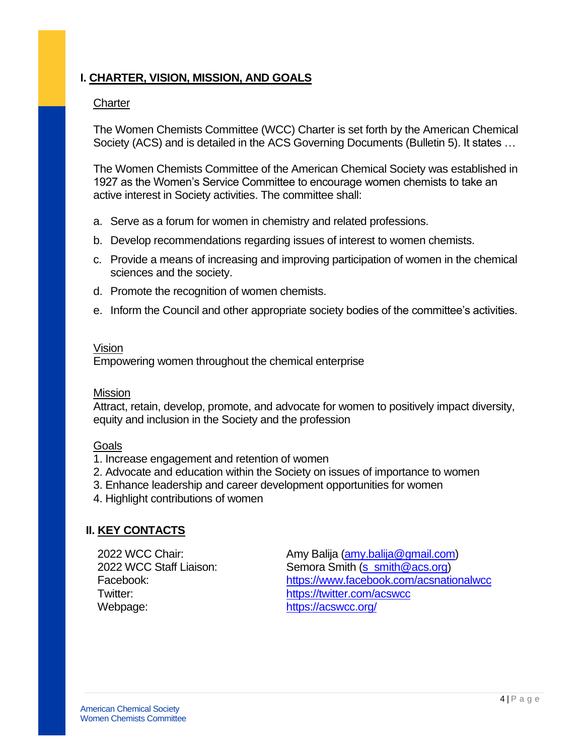## I. CHARTER, VISION, MISSION, AND GOALS

### Charter

The Women Chemists Committee (WCC) Charter is set forth by the American Chemical Society (ACS) and is detailed in the ACS Governing Documents (Bulletin 5). It states …

The Women Chemists Committee of the American Chemical Society was established in 1927 as the Women's Service Committee to encourage women chemists to take an active interest in Society activities. The committee shall:

a. Serve as a forum for women in chemistry and related professions.

b. Develop recommendations regarding issues of interest to women chemists.

c. Provide a means of increasing and improving participation of women in the chemical sciences and the society.

d. Promote the recognition of women chemists.

e. Inform the Council and other appropriate society bodies of the committee's activities.

### Vision

Empowering women throughout the chemical enterprise

### Mission

Attract, retain, develop, promote, and advocate for women to positively impact diversity, equity and inclusion in the Society and the profession

### Goals

1. Increase engagement and retention of women
2. Advocate and education within the Society on issues of importance to women
3. Enhance leadership and career development opportunities for women
4. Highlight contributions of women

## II. KEY CONTACTS

| | |
|---|---|
| 2022 WCC Chair: | Amy Balija (amy.balija@gmail.com) |
| 2022 WCC Staff Liaison: | Semora Smith (s_smith@acs.org) |
| Facebook: | https://www.facebook.com/acsnationalwcc |
| Twitter: | https://twitter.com/acswcc |
| Webpage: | https://acswcc.org/ |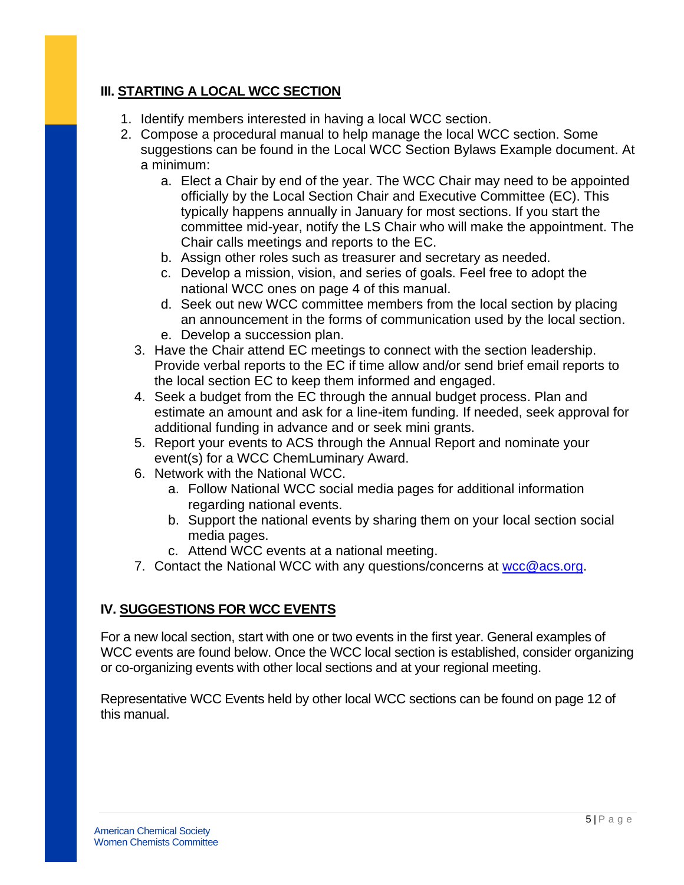## III. STARTING A LOCAL WCC SECTION

1. Identify members interested in having a local WCC section.
2. Compose a procedural manual to help manage the local WCC section. Some suggestions can be found in the Local WCC Section Bylaws Example document. At a minimum:
   a. Elect a Chair by end of the year. The WCC Chair may need to be appointed officially by the Local Section Chair and Executive Committee (EC). This typically happens annually in January for most sections. If you start the committee mid-year, notify the LS Chair who will make the appointment. The Chair calls meetings and reports to the EC.
   b. Assign other roles such as treasurer and secretary as needed.
   c. Develop a mission, vision, and series of goals. Feel free to adopt the national WCC ones on page 4 of this manual.
   d. Seek out new WCC committee members from the local section by placing an announcement in the forms of communication used by the local section.
   e. Develop a succession plan.
3. Have the Chair attend EC meetings to connect with the section leadership. Provide verbal reports to the EC if time allow and/or send brief email reports to the local section EC to keep them informed and engaged.
4. Seek a budget from the EC through the annual budget process. Plan and estimate an amount and ask for a line-item funding. If needed, seek approval for additional funding in advance and or seek mini grants.
5. Report your events to ACS through the Annual Report and nominate your event(s) for a WCC ChemLuminary Award.
6. Network with the National WCC.
   a. Follow National WCC social media pages for additional information regarding national events.
   b. Support the national events by sharing them on your local section social media pages.
   c. Attend WCC events at a national meeting.
7. Contact the National WCC with any questions/concerns at wcc@acs.org.

## IV. SUGGESTIONS FOR WCC EVENTS

For a new local section, start with one or two events in the first year. General examples of WCC events are found below. Once the WCC local section is established, consider organizing or co-organizing events with other local sections and at your regional meeting.

Representative WCC Events held by other local WCC sections can be found on page 12 of this manual.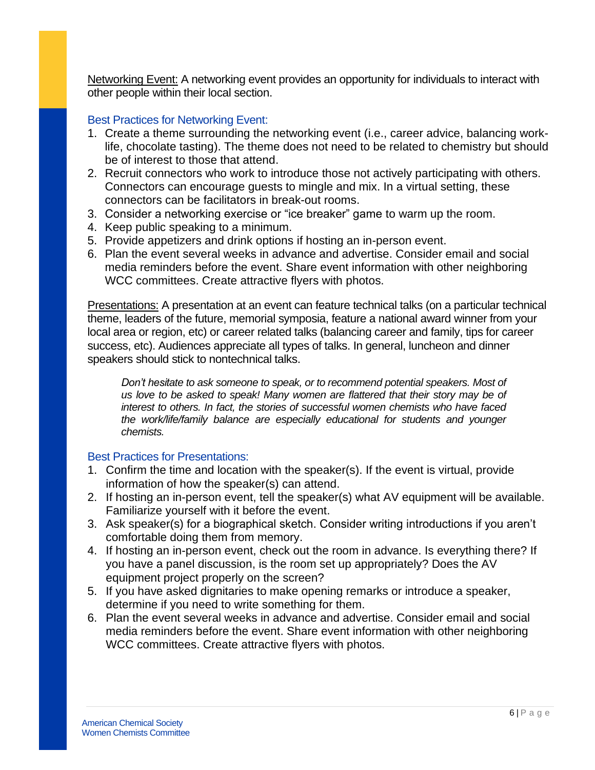<u>Networking Event:</u> A networking event provides an opportunity for individuals to interact with other people within their local section.

### Best Practices for Networking Event:

1. Create a theme surrounding the networking event (i.e., career advice, balancing work-life, chocolate tasting). The theme does not need to be related to chemistry but should be of interest to those that attend.
2. Recruit connectors who work to introduce those not actively participating with others. Connectors can encourage guests to mingle and mix. In a virtual setting, these connectors can be facilitators in break-out rooms.
3. Consider a networking exercise or "ice breaker" game to warm up the room.
4. Keep public speaking to a minimum.
5. Provide appetizers and drink options if hosting an in-person event.
6. Plan the event several weeks in advance and advertise. Consider email and social media reminders before the event. Share event information with other neighboring WCC committees. Create attractive flyers with photos.

<u>Presentations:</u> A presentation at an event can feature technical talks (on a particular technical theme, leaders of the future, memorial symposia, feature a national award winner from your local area or region, etc) or career related talks (balancing career and family, tips for career success, etc). Audiences appreciate all types of talks. In general, luncheon and dinner speakers should stick to nontechnical talks.

> *Don't hesitate to ask someone to speak, or to recommend potential speakers. Most of us love to be asked to speak! Many women are flattered that their story may be of interest to others. In fact, the stories of successful women chemists who have faced the work/life/family balance are especially educational for students and younger chemists.*

### Best Practices for Presentations:

1. Confirm the time and location with the speaker(s). If the event is virtual, provide information of how the speaker(s) can attend.
2. If hosting an in-person event, tell the speaker(s) what AV equipment will be available. Familiarize yourself with it before the event.
3. Ask speaker(s) for a biographical sketch. Consider writing introductions if you aren't comfortable doing them from memory.
4. If hosting an in-person event, check out the room in advance. Is everything there? If you have a panel discussion, is the room set up appropriately? Does the AV equipment project properly on the screen?
5. If you have asked dignitaries to make opening remarks or introduce a speaker, determine if you need to write something for them.
6. Plan the event several weeks in advance and advertise. Consider email and social media reminders before the event. Share event information with other neighboring WCC committees. Create attractive flyers with photos.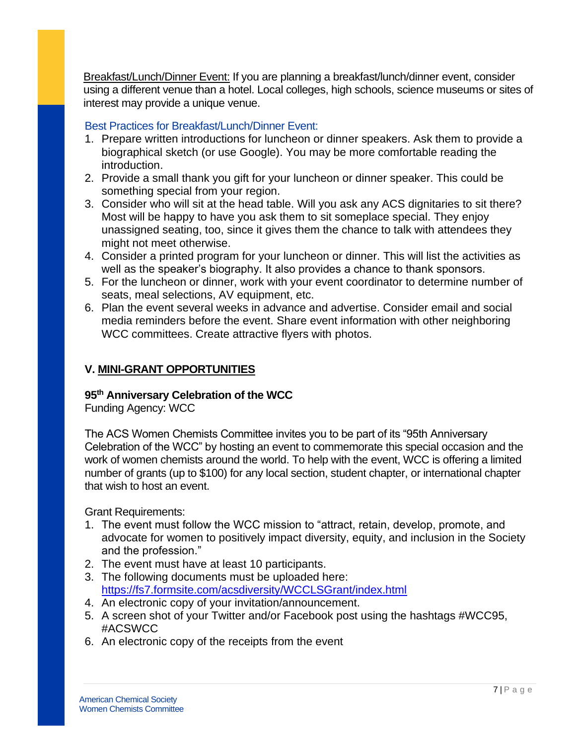Breakfast/Lunch/Dinner Event: If you are planning a breakfast/lunch/dinner event, consider using a different venue than a hotel. Local colleges, high schools, science museums or sites of interest may provide a unique venue.

Best Practices for Breakfast/Lunch/Dinner Event:

1. Prepare written introductions for luncheon or dinner speakers. Ask them to provide a biographical sketch (or use Google). You may be more comfortable reading the introduction.
2. Provide a small thank you gift for your luncheon or dinner speaker. This could be something special from your region.
3. Consider who will sit at the head table. Will you ask any ACS dignitaries to sit there? Most will be happy to have you ask them to sit someplace special. They enjoy unassigned seating, too, since it gives them the chance to talk with attendees they might not meet otherwise.
4. Consider a printed program for your luncheon or dinner. This will list the activities as well as the speaker's biography. It also provides a chance to thank sponsors.
5. For the luncheon or dinner, work with your event coordinator to determine number of seats, meal selections, AV equipment, etc.
6. Plan the event several weeks in advance and advertise. Consider email and social media reminders before the event. Share event information with other neighboring WCC committees. Create attractive flyers with photos.

## V. MINI-GRANT OPPORTUNITIES

### 95th Anniversary Celebration of the WCC

Funding Agency: WCC

The ACS Women Chemists Committee invites you to be part of its "95th Anniversary Celebration of the WCC" by hosting an event to commemorate this special occasion and the work of women chemists around the world. To help with the event, WCC is offering a limited number of grants (up to $100) for any local section, student chapter, or international chapter that wish to host an event.

Grant Requirements:

1. The event must follow the WCC mission to "attract, retain, develop, promote, and advocate for women to positively impact diversity, equity, and inclusion in the Society and the profession."
2. The event must have at least 10 participants.
3. The following documents must be uploaded here: https://fs7.formsite.com/acsdiversity/WCCLSGrant/index.html
4. An electronic copy of your invitation/announcement.
5. A screen shot of your Twitter and/or Facebook post using the hashtags #WCC95, #ACSWCC
6. An electronic copy of the receipts from the event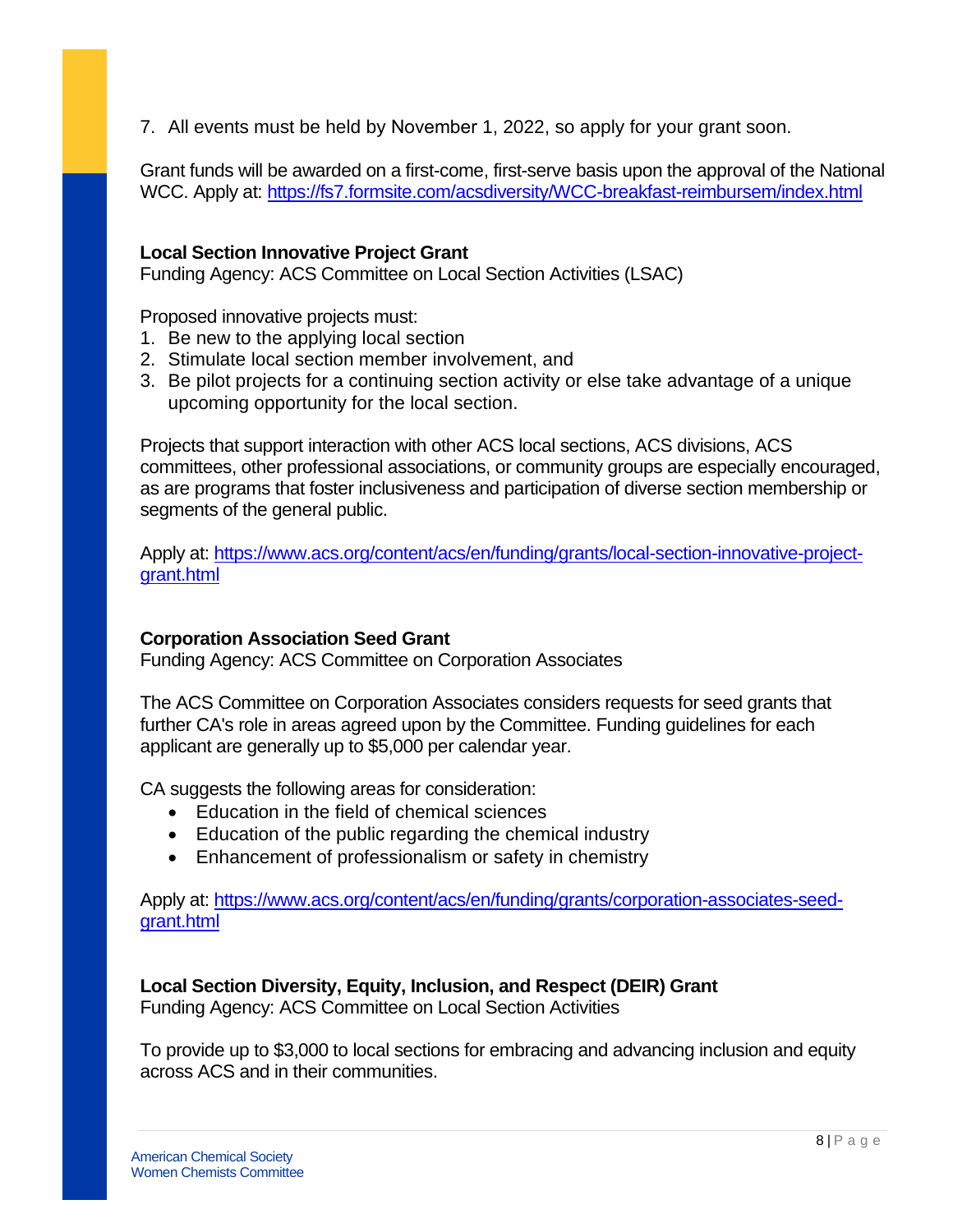7. All events must be held by November 1, 2022, so apply for your grant soon.

Grant funds will be awarded on a first-come, first-serve basis upon the approval of the National WCC. Apply at: https://fs7.formsite.com/acsdiversity/WCC-breakfast-reimbursem/index.html

**Local Section Innovative Project Grant**
Funding Agency: ACS Committee on Local Section Activities (LSAC)

Proposed innovative projects must:

1. Be new to the applying local section
2. Stimulate local section member involvement, and
3. Be pilot projects for a continuing section activity or else take advantage of a unique upcoming opportunity for the local section.

Projects that support interaction with other ACS local sections, ACS divisions, ACS committees, other professional associations, or community groups are especially encouraged, as are programs that foster inclusiveness and participation of diverse section membership or segments of the general public.

Apply at: https://www.acs.org/content/acs/en/funding/grants/local-section-innovative-project-grant.html

**Corporation Association Seed Grant**
Funding Agency: ACS Committee on Corporation Associates

The ACS Committee on Corporation Associates considers requests for seed grants that further CA's role in areas agreed upon by the Committee. Funding guidelines for each applicant are generally up to $5,000 per calendar year.

CA suggests the following areas for consideration:

- Education in the field of chemical sciences
- Education of the public regarding the chemical industry
- Enhancement of professionalism or safety in chemistry

Apply at: https://www.acs.org/content/acs/en/funding/grants/corporation-associates-seed-grant.html

**Local Section Diversity, Equity, Inclusion, and Respect (DEIR) Grant**
Funding Agency: ACS Committee on Local Section Activities

To provide up to $3,000 to local sections for embracing and advancing inclusion and equity across ACS and in their communities.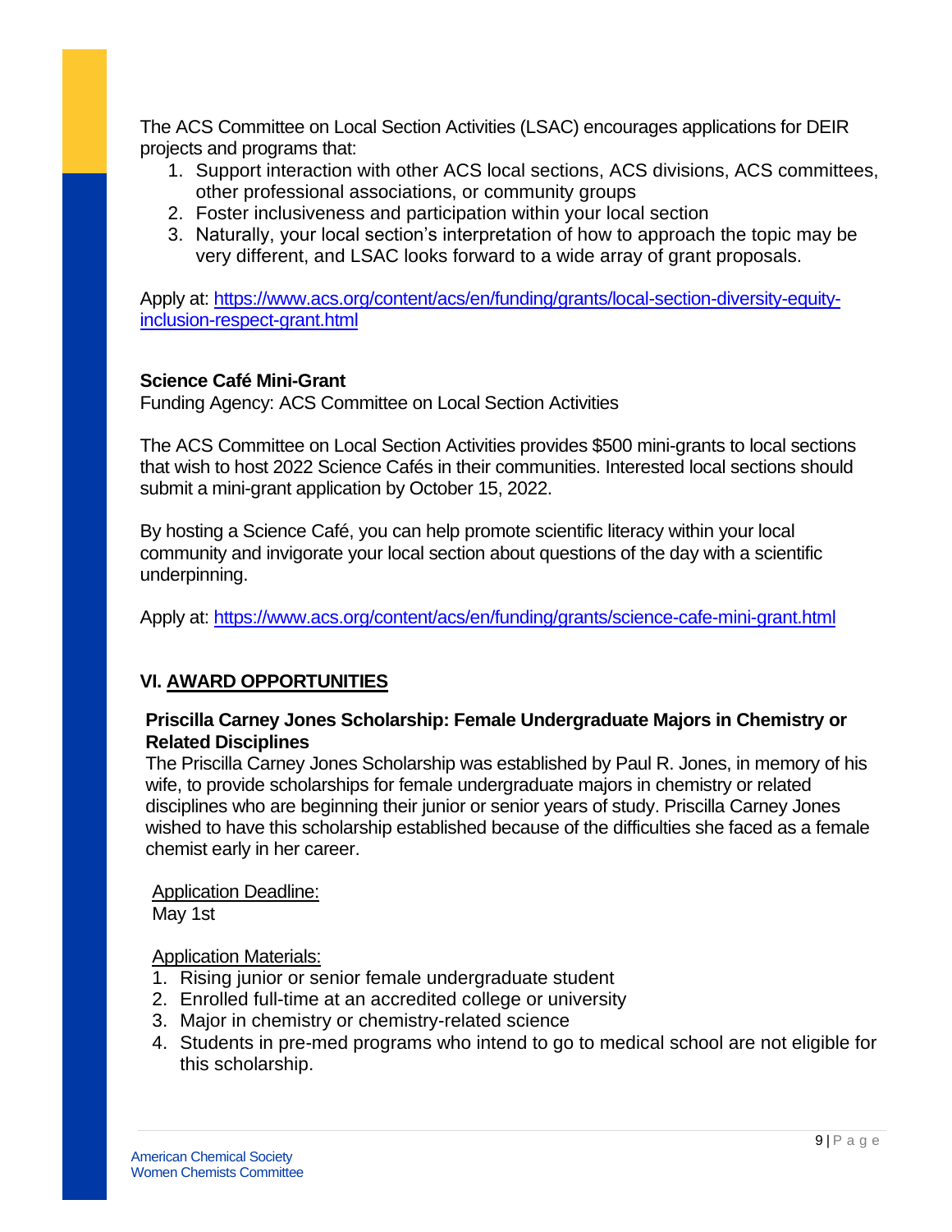The ACS Committee on Local Section Activities (LSAC) encourages applications for DEIR projects and programs that:

1. Support interaction with other ACS local sections, ACS divisions, ACS committees, other professional associations, or community groups
2. Foster inclusiveness and participation within your local section
3. Naturally, your local section's interpretation of how to approach the topic may be very different, and LSAC looks forward to a wide array of grant proposals.

Apply at: [https://www.acs.org/content/acs/en/funding/grants/local-section-diversity-equity-inclusion-respect-grant.html](https://www.acs.org/content/acs/en/funding/grants/local-section-diversity-equity-inclusion-respect-grant.html)

**Science Café Mini-Grant**

Funding Agency: ACS Committee on Local Section Activities

The ACS Committee on Local Section Activities provides $500 mini-grants to local sections that wish to host 2022 Science Cafés in their communities. Interested local sections should submit a mini-grant application by October 15, 2022.

By hosting a Science Café, you can help promote scientific literacy within your local community and invigorate your local section about questions of the day with a scientific underpinning.

Apply at: [https://www.acs.org/content/acs/en/funding/grants/science-cafe-mini-grant.html](https://www.acs.org/content/acs/en/funding/grants/science-cafe-mini-grant.html)

## VI. AWARD OPPORTUNITIES

**Priscilla Carney Jones Scholarship: Female Undergraduate Majors in Chemistry or Related Disciplines**

The Priscilla Carney Jones Scholarship was established by Paul R. Jones, in memory of his wife, to provide scholarships for female undergraduate majors in chemistry or related disciplines who are beginning their junior or senior years of study. Priscilla Carney Jones wished to have this scholarship established because of the difficulties she faced as a female chemist early in her career.

Application Deadline:
May 1st

Application Materials:

1. Rising junior or senior female undergraduate student
2. Enrolled full-time at an accredited college or university
3. Major in chemistry or chemistry-related science
4. Students in pre-med programs who intend to go to medical school are not eligible for this scholarship.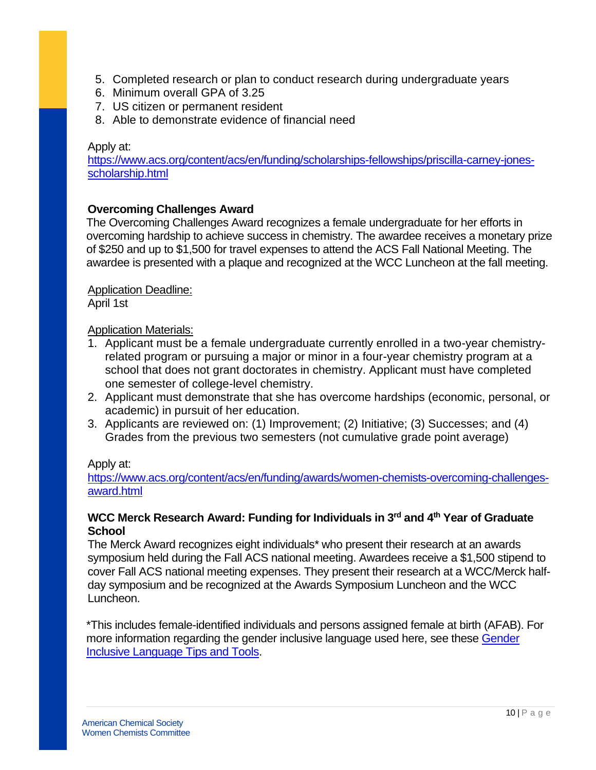5. Completed research or plan to conduct research during undergraduate years
6. Minimum overall GPA of 3.25
7. US citizen or permanent resident
8. Able to demonstrate evidence of financial need

Apply at:
https://www.acs.org/content/acs/en/funding/scholarships-fellowships/priscilla-carney-jones-scholarship.html

**Overcoming Challenges Award**

The Overcoming Challenges Award recognizes a female undergraduate for her efforts in overcoming hardship to achieve success in chemistry. The awardee receives a monetary prize of $250 and up to $1,500 for travel expenses to attend the ACS Fall National Meeting. The awardee is presented with a plaque and recognized at the WCC Luncheon at the fall meeting.

Application Deadline:
April 1st

Application Materials:

1. Applicant must be a female undergraduate currently enrolled in a two-year chemistry-related program or pursuing a major or minor in a four-year chemistry program at a school that does not grant doctorates in chemistry. Applicant must have completed one semester of college-level chemistry.
2. Applicant must demonstrate that she has overcome hardships (economic, personal, or academic) in pursuit of her education.
3. Applicants are reviewed on: (1) Improvement; (2) Initiative; (3) Successes; and (4) Grades from the previous two semesters (not cumulative grade point average)

Apply at:
https://www.acs.org/content/acs/en/funding/awards/women-chemists-overcoming-challenges-award.html

**WCC Merck Research Award: Funding for Individuals in 3rd and 4th Year of Graduate School**

The Merck Award recognizes eight individuals* who present their research at an awards symposium held during the Fall ACS national meeting. Awardees receive a $1,500 stipend to cover Fall ACS national meeting expenses. They present their research at a WCC/Merck half-day symposium and be recognized at the Awards Symposium Luncheon and the WCC Luncheon.

*This includes female-identified individuals and persons assigned female at birth (AFAB). For more information regarding the gender inclusive language used here, see these Gender Inclusive Language Tips and Tools.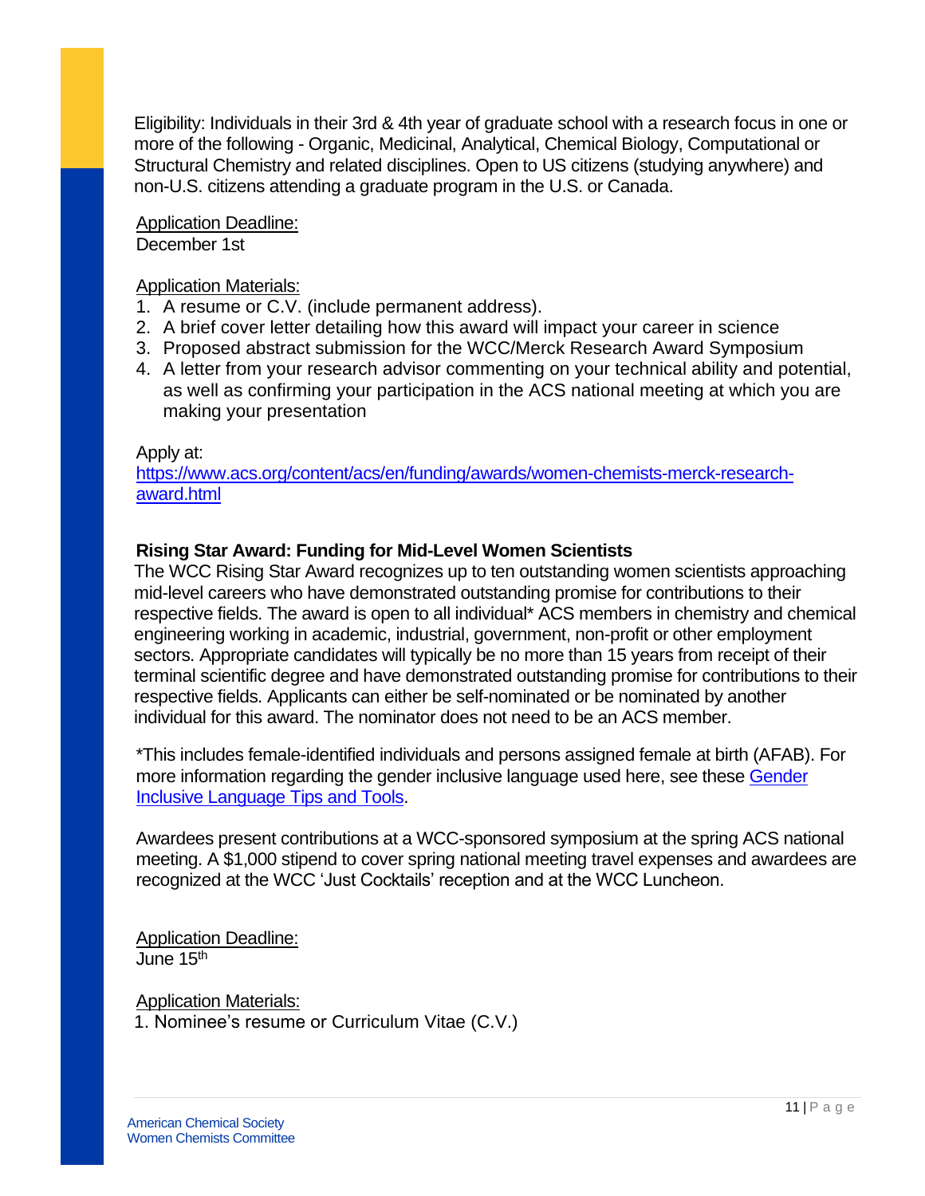Eligibility: Individuals in their 3rd & 4th year of graduate school with a research focus in one or more of the following - Organic, Medicinal, Analytical, Chemical Biology, Computational or Structural Chemistry and related disciplines. Open to US citizens (studying anywhere) and non-U.S. citizens attending a graduate program in the U.S. or Canada.

Application Deadline:
December 1st

Application Materials:

1. A resume or C.V. (include permanent address).
2. A brief cover letter detailing how this award will impact your career in science
3. Proposed abstract submission for the WCC/Merck Research Award Symposium
4. A letter from your research advisor commenting on your technical ability and potential, as well as confirming your participation in the ACS national meeting at which you are making your presentation

Apply at:
[https://www.acs.org/content/acs/en/funding/awards/women-chemists-merck-research-award.html](https://www.acs.org/content/acs/en/funding/awards/women-chemists-merck-research-award.html)

**Rising Star Award: Funding for Mid-Level Women Scientists**

The WCC Rising Star Award recognizes up to ten outstanding women scientists approaching mid-level careers who have demonstrated outstanding promise for contributions to their respective fields. The award is open to all individual* ACS members in chemistry and chemical engineering working in academic, industrial, government, non-profit or other employment sectors. Appropriate candidates will typically be no more than 15 years from receipt of their terminal scientific degree and have demonstrated outstanding promise for contributions to their respective fields. Applicants can either be self-nominated or be nominated by another individual for this award. The nominator does not need to be an ACS member.

*This includes female-identified individuals and persons assigned female at birth (AFAB). For more information regarding the gender inclusive language used here, see these Gender Inclusive Language Tips and Tools.

Awardees present contributions at a WCC-sponsored symposium at the spring ACS national meeting. A $1,000 stipend to cover spring national meeting travel expenses and awardees are recognized at the WCC 'Just Cocktails' reception and at the WCC Luncheon.

Application Deadline:
June 15th

Application Materials:

1. Nominee's resume or Curriculum Vitae (C.V.)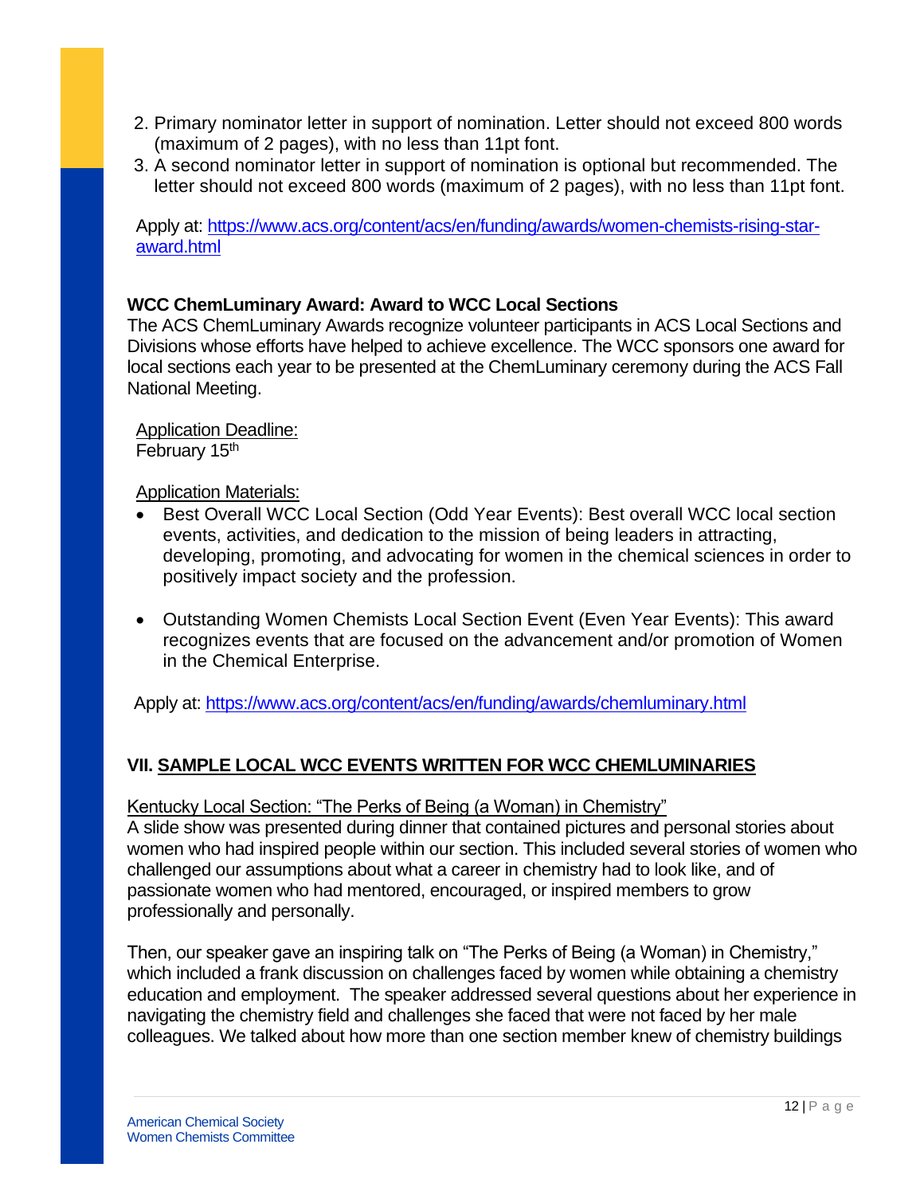2. Primary nominator letter in support of nomination. Letter should not exceed 800 words (maximum of 2 pages), with no less than 11pt font.
3. A second nominator letter in support of nomination is optional but recommended. The letter should not exceed 800 words (maximum of 2 pages), with no less than 11pt font.

Apply at: https://www.acs.org/content/acs/en/funding/awards/women-chemists-rising-star-award.html

**WCC ChemLuminary Award: Award to WCC Local Sections**

The ACS ChemLuminary Awards recognize volunteer participants in ACS Local Sections and Divisions whose efforts have helped to achieve excellence. The WCC sponsors one award for local sections each year to be presented at the ChemLuminary ceremony during the ACS Fall National Meeting.

Application Deadline:
February 15th

Application Materials:

- Best Overall WCC Local Section (Odd Year Events): Best overall WCC local section events, activities, and dedication to the mission of being leaders in attracting, developing, promoting, and advocating for women in the chemical sciences in order to positively impact society and the profession.
- Outstanding Women Chemists Local Section Event (Even Year Events): This award recognizes events that are focused on the advancement and/or promotion of Women in the Chemical Enterprise.

Apply at: https://www.acs.org/content/acs/en/funding/awards/chemluminary.html

## VII. SAMPLE LOCAL WCC EVENTS WRITTEN FOR WCC CHEMLUMINARIES

Kentucky Local Section: "The Perks of Being (a Woman) in Chemistry"

A slide show was presented during dinner that contained pictures and personal stories about women who had inspired people within our section. This included several stories of women who challenged our assumptions about what a career in chemistry had to look like, and of passionate women who had mentored, encouraged, or inspired members to grow professionally and personally.

Then, our speaker gave an inspiring talk on "The Perks of Being (a Woman) in Chemistry," which included a frank discussion on challenges faced by women while obtaining a chemistry education and employment. The speaker addressed several questions about her experience in navigating the chemistry field and challenges she faced that were not faced by her male colleagues. We talked about how more than one section member knew of chemistry buildings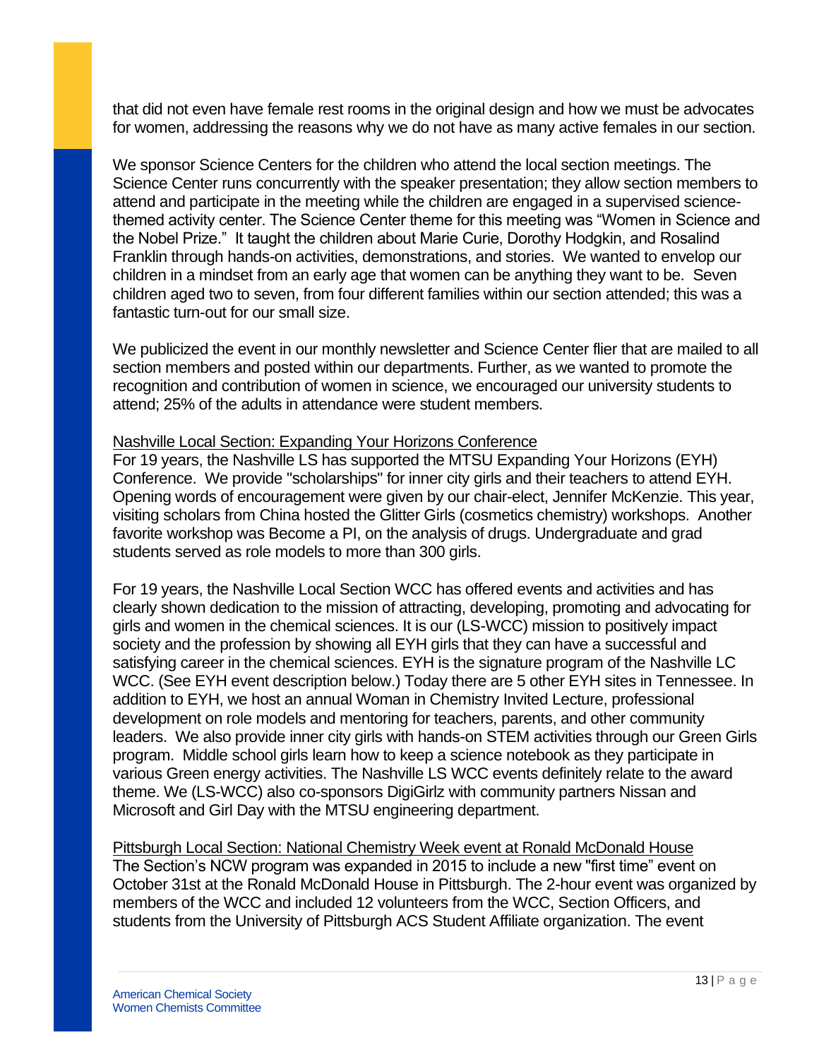that did not even have female rest rooms in the original design and how we must be advocates for women, addressing the reasons why we do not have as many active females in our section.

We sponsor Science Centers for the children who attend the local section meetings. The Science Center runs concurrently with the speaker presentation; they allow section members to attend and participate in the meeting while the children are engaged in a supervised science-themed activity center. The Science Center theme for this meeting was "Women in Science and the Nobel Prize." It taught the children about Marie Curie, Dorothy Hodgkin, and Rosalind Franklin through hands-on activities, demonstrations, and stories. We wanted to envelop our children in a mindset from an early age that women can be anything they want to be. Seven children aged two to seven, from four different families within our section attended; this was a fantastic turn-out for our small size.

We publicized the event in our monthly newsletter and Science Center flier that are mailed to all section members and posted within our departments. Further, as we wanted to promote the recognition and contribution of women in science, we encouraged our university students to attend; 25% of the adults in attendance were student members.

<u>Nashville Local Section: Expanding Your Horizons Conference</u>
For 19 years, the Nashville LS has supported the MTSU Expanding Your Horizons (EYH) Conference. We provide "scholarships" for inner city girls and their teachers to attend EYH. Opening words of encouragement were given by our chair-elect, Jennifer McKenzie. This year, visiting scholars from China hosted the Glitter Girls (cosmetics chemistry) workshops. Another favorite workshop was Become a PI, on the analysis of drugs. Undergraduate and grad students served as role models to more than 300 girls.

For 19 years, the Nashville Local Section WCC has offered events and activities and has clearly shown dedication to the mission of attracting, developing, promoting and advocating for girls and women in the chemical sciences. It is our (LS-WCC) mission to positively impact society and the profession by showing all EYH girls that they can have a successful and satisfying career in the chemical sciences. EYH is the signature program of the Nashville LC WCC. (See EYH event description below.) Today there are 5 other EYH sites in Tennessee. In addition to EYH, we host an annual Woman in Chemistry Invited Lecture, professional development on role models and mentoring for teachers, parents, and other community leaders. We also provide inner city girls with hands-on STEM activities through our Green Girls program. Middle school girls learn how to keep a science notebook as they participate in various Green energy activities. The Nashville LS WCC events definitely relate to the award theme. We (LS-WCC) also co-sponsors DigiGirlz with community partners Nissan and Microsoft and Girl Day with the MTSU engineering department.

<u>Pittsburgh Local Section: National Chemistry Week event at Ronald McDonald House</u>
The Section's NCW program was expanded in 2015 to include a new "first time" event on October 31st at the Ronald McDonald House in Pittsburgh. The 2-hour event was organized by members of the WCC and included 12 volunteers from the WCC, Section Officers, and students from the University of Pittsburgh ACS Student Affiliate organization. The event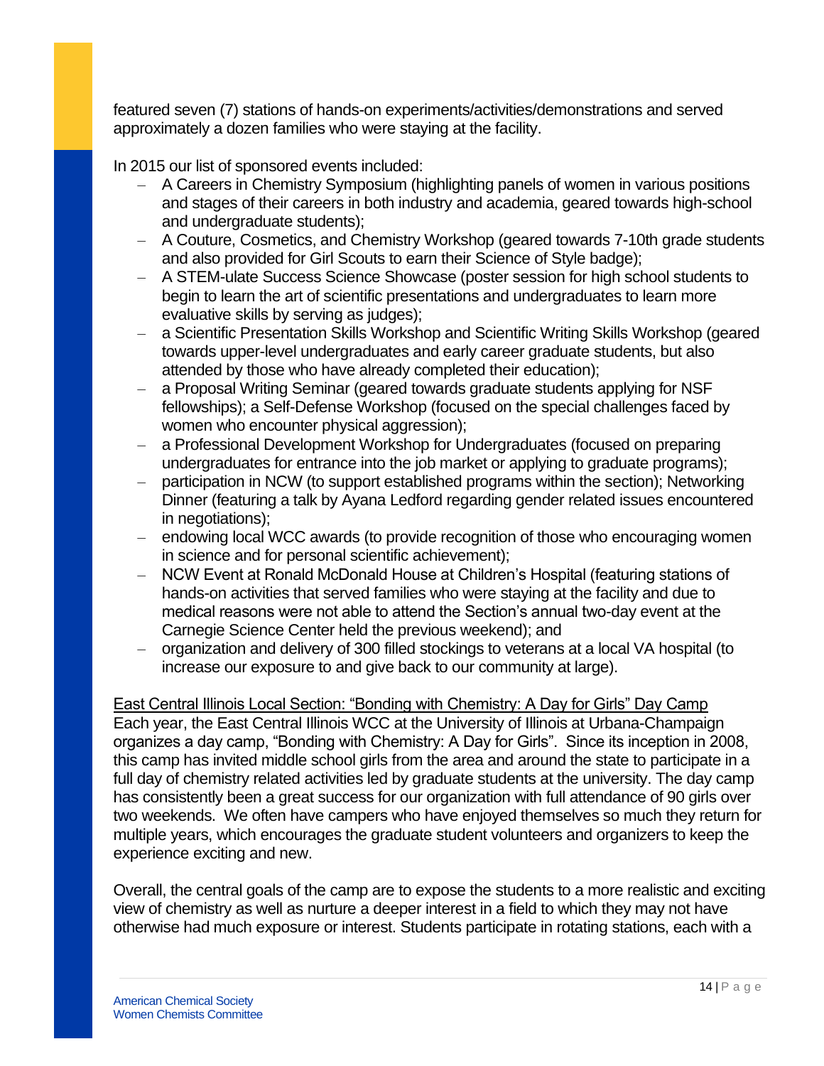featured seven (7) stations of hands-on experiments/activities/demonstrations and served approximately a dozen families who were staying at the facility.

In 2015 our list of sponsored events included:

- A Careers in Chemistry Symposium (highlighting panels of women in various positions and stages of their careers in both industry and academia, geared towards high-school and undergraduate students);
- A Couture, Cosmetics, and Chemistry Workshop (geared towards 7-10th grade students and also provided for Girl Scouts to earn their Science of Style badge);
- A STEM-ulate Success Science Showcase (poster session for high school students to begin to learn the art of scientific presentations and undergraduates to learn more evaluative skills by serving as judges);
- a Scientific Presentation Skills Workshop and Scientific Writing Skills Workshop (geared towards upper-level undergraduates and early career graduate students, but also attended by those who have already completed their education);
- a Proposal Writing Seminar (geared towards graduate students applying for NSF fellowships); a Self-Defense Workshop (focused on the special challenges faced by women who encounter physical aggression);
- a Professional Development Workshop for Undergraduates (focused on preparing undergraduates for entrance into the job market or applying to graduate programs);
- participation in NCW (to support established programs within the section); Networking Dinner (featuring a talk by Ayana Ledford regarding gender related issues encountered in negotiations);
- endowing local WCC awards (to provide recognition of those who encouraging women in science and for personal scientific achievement);
- NCW Event at Ronald McDonald House at Children's Hospital (featuring stations of hands-on activities that served families who were staying at the facility and due to medical reasons were not able to attend the Section's annual two-day event at the Carnegie Science Center held the previous weekend); and
- organization and delivery of 300 filled stockings to veterans at a local VA hospital (to increase our exposure to and give back to our community at large).

<u>East Central Illinois Local Section: "Bonding with Chemistry: A Day for Girls" Day Camp</u>

Each year, the East Central Illinois WCC at the University of Illinois at Urbana-Champaign organizes a day camp, "Bonding with Chemistry: A Day for Girls". Since its inception in 2008, this camp has invited middle school girls from the area and around the state to participate in a full day of chemistry related activities led by graduate students at the university. The day camp has consistently been a great success for our organization with full attendance of 90 girls over two weekends. We often have campers who have enjoyed themselves so much they return for multiple years, which encourages the graduate student volunteers and organizers to keep the experience exciting and new.

Overall, the central goals of the camp are to expose the students to a more realistic and exciting view of chemistry as well as nurture a deeper interest in a field to which they may not have otherwise had much exposure or interest. Students participate in rotating stations, each with a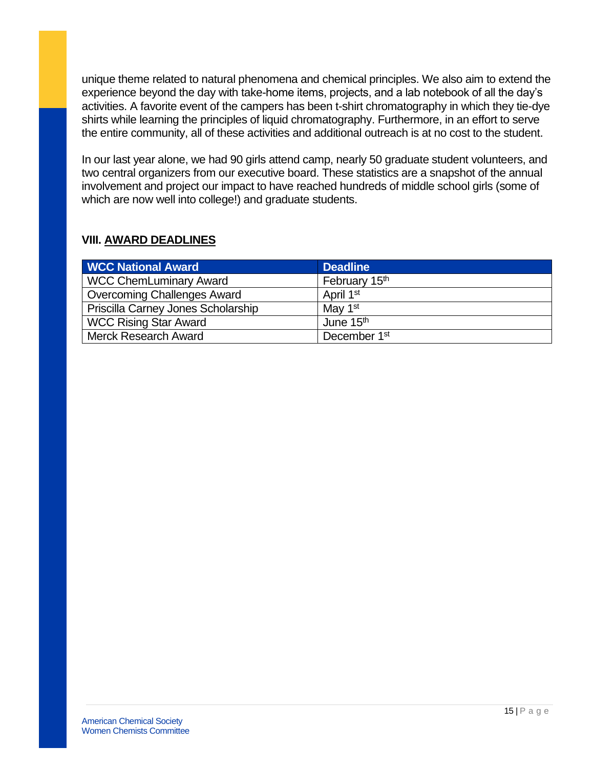unique theme related to natural phenomena and chemical principles. We also aim to extend the experience beyond the day with take-home items, projects, and a lab notebook of all the day's activities. A favorite event of the campers has been t-shirt chromatography in which they tie-dye shirts while learning the principles of liquid chromatography. Furthermore, in an effort to serve the entire community, all of these activities and additional outreach is at no cost to the student.

In our last year alone, we had 90 girls attend camp, nearly 50 graduate student volunteers, and two central organizers from our executive board. These statistics are a snapshot of the annual involvement and project our impact to have reached hundreds of middle school girls (some of which are now well into college!) and graduate students.

## VIII. AWARD DEADLINES

| WCC National Award | Deadline |
|---|---|
| WCC ChemLuminary Award | February 15th |
| Overcoming Challenges Award | April 1st |
| Priscilla Carney Jones Scholarship | May 1st |
| WCC Rising Star Award | June 15th |
| Merck Research Award | December 1st |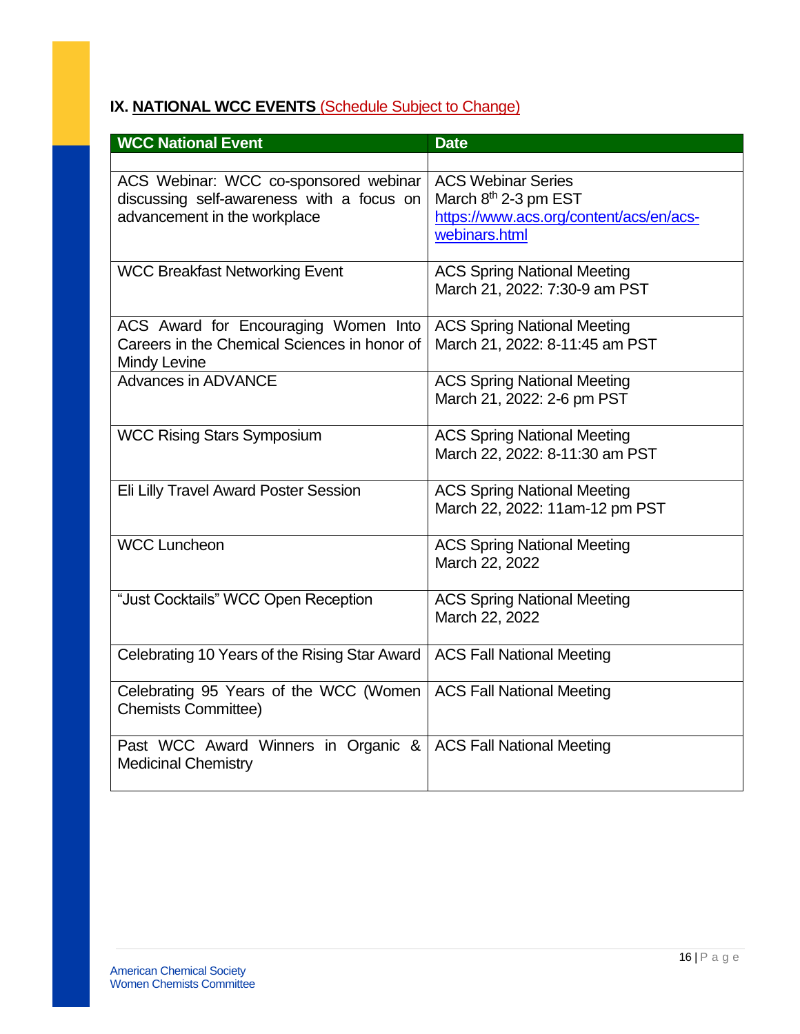## IX. NATIONAL WCC EVENTS (Schedule Subject to Change)

| WCC National Event | Date |
|---|---|
| | |
| ACS Webinar: WCC co-sponsored webinar discussing self-awareness with a focus on advancement in the workplace | ACS Webinar Series<br>March 8th 2-3 pm EST<br>https://www.acs.org/content/acs/en/acs-webinars.html |
| WCC Breakfast Networking Event | ACS Spring National Meeting<br>March 21, 2022: 7:30-9 am PST |
| ACS Award for Encouraging Women Into Careers in the Chemical Sciences in honor of Mindy Levine | ACS Spring National Meeting<br>March 21, 2022: 8-11:45 am PST |
| Advances in ADVANCE | ACS Spring National Meeting<br>March 21, 2022: 2-6 pm PST |
| WCC Rising Stars Symposium | ACS Spring National Meeting<br>March 22, 2022: 8-11:30 am PST |
| Eli Lilly Travel Award Poster Session | ACS Spring National Meeting<br>March 22, 2022: 11am-12 pm PST |
| WCC Luncheon | ACS Spring National Meeting<br>March 22, 2022 |
| "Just Cocktails" WCC Open Reception | ACS Spring National Meeting<br>March 22, 2022 |
| Celebrating 10 Years of the Rising Star Award | ACS Fall National Meeting |
| Celebrating 95 Years of the WCC (Women Chemists Committee) | ACS Fall National Meeting |
| Past WCC Award Winners in Organic & Medicinal Chemistry | ACS Fall National Meeting |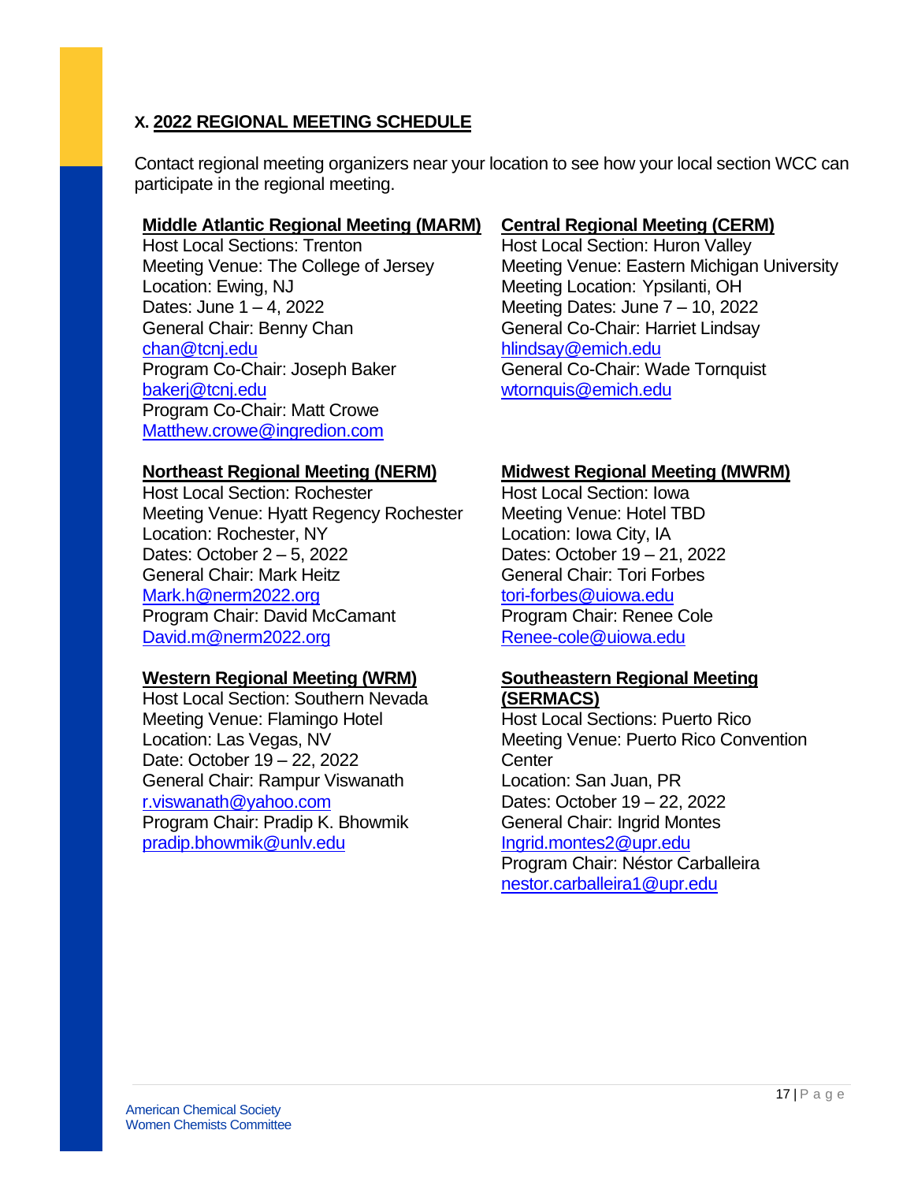## X. 2022 REGIONAL MEETING SCHEDULE

Contact regional meeting organizers near your location to see how your local section WCC can participate in the regional meeting.

### Middle Atlantic Regional Meeting (MARM)

Host Local Sections: Trenton
Meeting Venue: The College of Jersey
Location: Ewing, NJ
Dates: June 1 – 4, 2022
General Chair: Benny Chan
chan@tcnj.edu
Program Co-Chair: Joseph Baker
bakerj@tcnj.edu
Program Co-Chair: Matt Crowe
Matthew.crowe@ingredion.com

### Central Regional Meeting (CERM)

Host Local Section: Huron Valley
Meeting Venue: Eastern Michigan University
Meeting Location: Ypsilanti, OH
Meeting Dates: June 7 – 10, 2022
General Co-Chair: Harriet Lindsay
hlindsay@emich.edu
General Co-Chair: Wade Tornquist
wtornquis@emich.edu

### Northeast Regional Meeting (NERM)

Host Local Section: Rochester
Meeting Venue: Hyatt Regency Rochester
Location: Rochester, NY
Dates: October 2 – 5, 2022
General Chair: Mark Heitz
Mark.h@nerm2022.org
Program Chair: David McCamant
David.m@nerm2022.org

### Midwest Regional Meeting (MWRM)

Host Local Section: Iowa
Meeting Venue: Hotel TBD
Location: Iowa City, IA
Dates: October 19 – 21, 2022
General Chair: Tori Forbes
tori-forbes@uiowa.edu
Program Chair: Renee Cole
Renee-cole@uiowa.edu

### Western Regional Meeting (WRM)

Host Local Section: Southern Nevada
Meeting Venue: Flamingo Hotel
Location: Las Vegas, NV
Date: October 19 – 22, 2022
General Chair: Rampur Viswanath
r.viswanath@yahoo.com
Program Chair: Pradip K. Bhowmik
pradip.bhowmik@unlv.edu

### Southeastern Regional Meeting (SERMACS)

Host Local Sections: Puerto Rico
Meeting Venue: Puerto Rico Convention Center
Location: San Juan, PR
Dates: October 19 – 22, 2022
General Chair: Ingrid Montes
Ingrid.montes2@upr.edu
Program Chair: Néstor Carballeira
nestor.carballeira1@upr.edu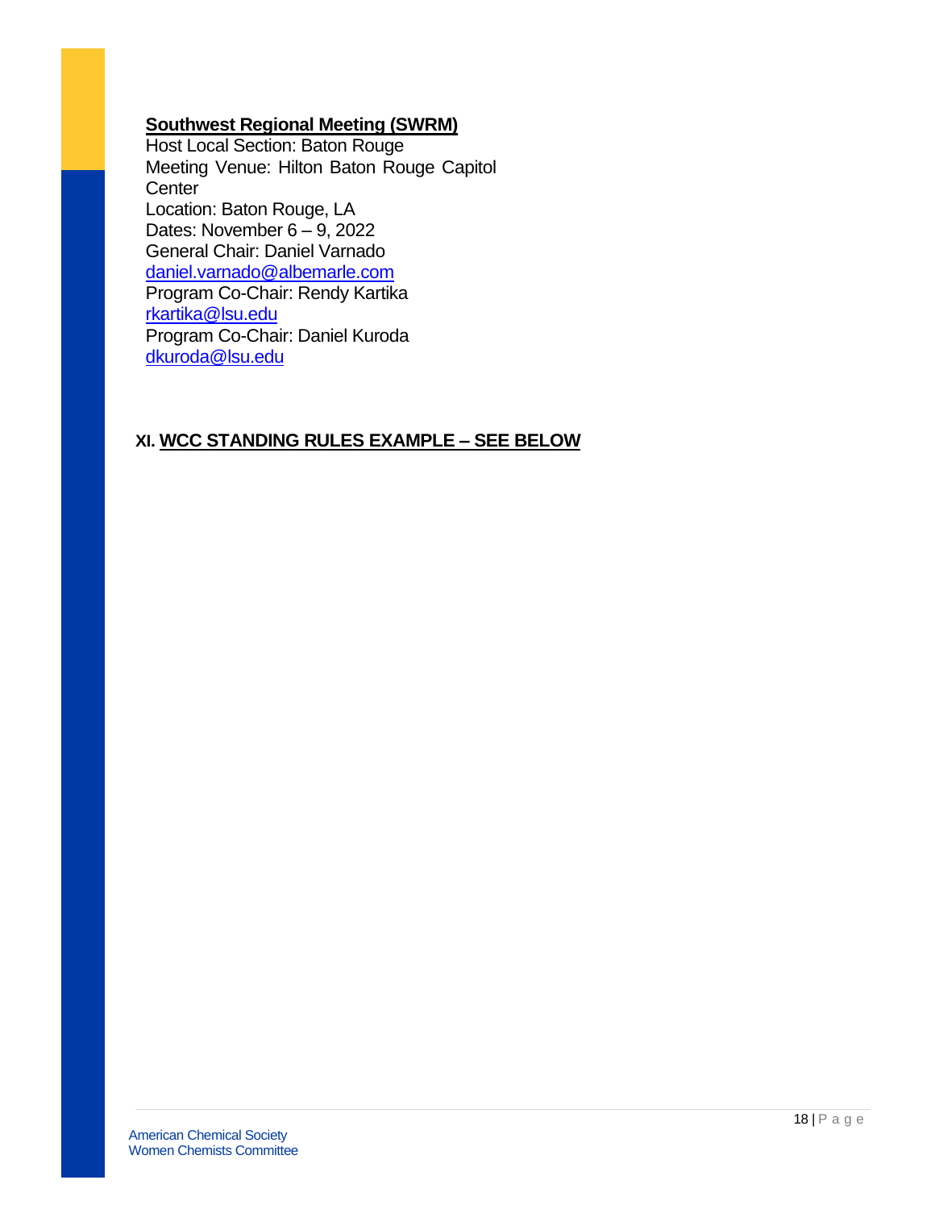**Southwest Regional Meeting (SWRM)**

Host Local Section: Baton Rouge
Meeting Venue: Hilton Baton Rouge Capitol Center
Location: Baton Rouge, LA
Dates: November 6 – 9, 2022
General Chair: Daniel Varnado
daniel.varnado@albemarle.com
Program Co-Chair: Rendy Kartika
rkartika@lsu.edu
Program Co-Chair: Daniel Kuroda
dkuroda@lsu.edu

## XI. WCC STANDING RULES EXAMPLE – SEE BELOW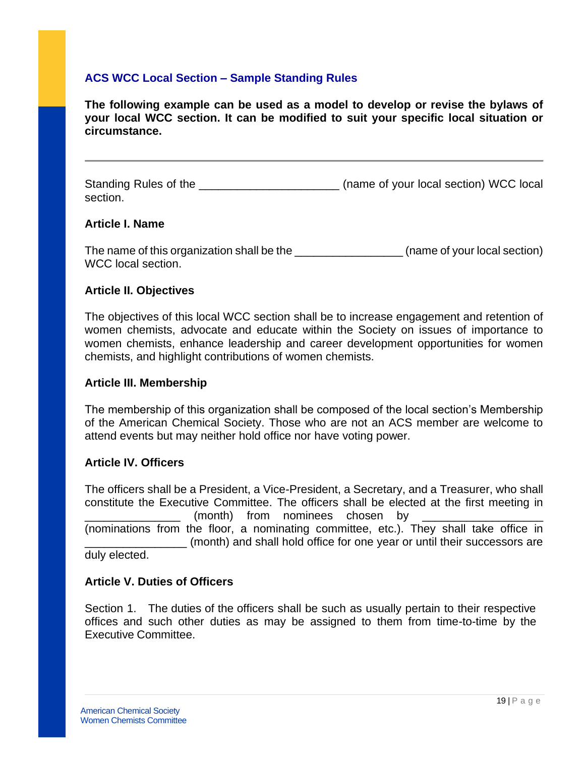### ACS WCC Local Section – Sample Standing Rules

**The following example can be used as a model to develop or revise the bylaws of your local WCC section. It can be modified to suit your specific local situation or circumstance.**

---

Standing Rules of the _____________________ (name of your local section) WCC local section.

**Article I. Name**

The name of this organization shall be the ________________ (name of your local section) WCC local section.

**Article II. Objectives**

The objectives of this local WCC section shall be to increase engagement and retention of women chemists, advocate and educate within the Society on issues of importance to women chemists, enhance leadership and career development opportunities for women chemists, and highlight contributions of women chemists.

**Article III. Membership**

The membership of this organization shall be composed of the local section's Membership of the American Chemical Society. Those who are not an ACS member are welcome to attend events but may neither hold office nor have voting power.

**Article IV. Officers**

The officers shall be a President, a Vice-President, a Secretary, and a Treasurer, who shall constitute the Executive Committee. The officers shall be elected at the first meeting in ______________ (month) from nominees chosen by __________________ (nominations from the floor, a nominating committee, etc.). They shall take office in ________________ (month) and shall hold office for one year or until their successors are duly elected.

**Article V. Duties of Officers**

Section 1. The duties of the officers shall be such as usually pertain to their respective offices and such other duties as may be assigned to them from time-to-time by the Executive Committee.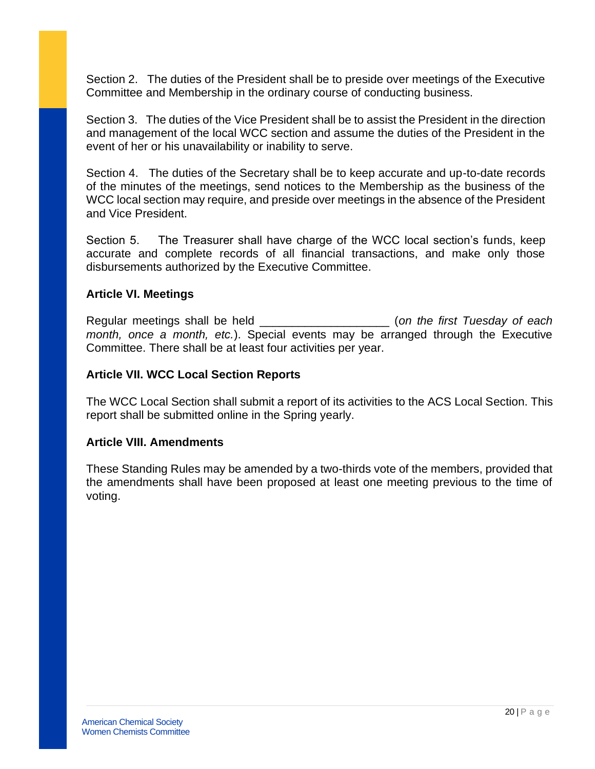Section 2. The duties of the President shall be to preside over meetings of the Executive Committee and Membership in the ordinary course of conducting business.

Section 3. The duties of the Vice President shall be to assist the President in the direction and management of the local WCC section and assume the duties of the President in the event of her or his unavailability or inability to serve.

Section 4. The duties of the Secretary shall be to keep accurate and up-to-date records of the minutes of the meetings, send notices to the Membership as the business of the WCC local section may require, and preside over meetings in the absence of the President and Vice President.

Section 5. The Treasurer shall have charge of the WCC local section's funds, keep accurate and complete records of all financial transactions, and make only those disbursements authorized by the Executive Committee.

**Article VI. Meetings**

Regular meetings shall be held ____________________ (*on the first Tuesday of each month, once a month, etc.*). Special events may be arranged through the Executive Committee. There shall be at least four activities per year.

**Article VII. WCC Local Section Reports**

The WCC Local Section shall submit a report of its activities to the ACS Local Section. This report shall be submitted online in the Spring yearly.

**Article VIII. Amendments**

These Standing Rules may be amended by a two-thirds vote of the members, provided that the amendments shall have been proposed at least one meeting previous to the time of voting.